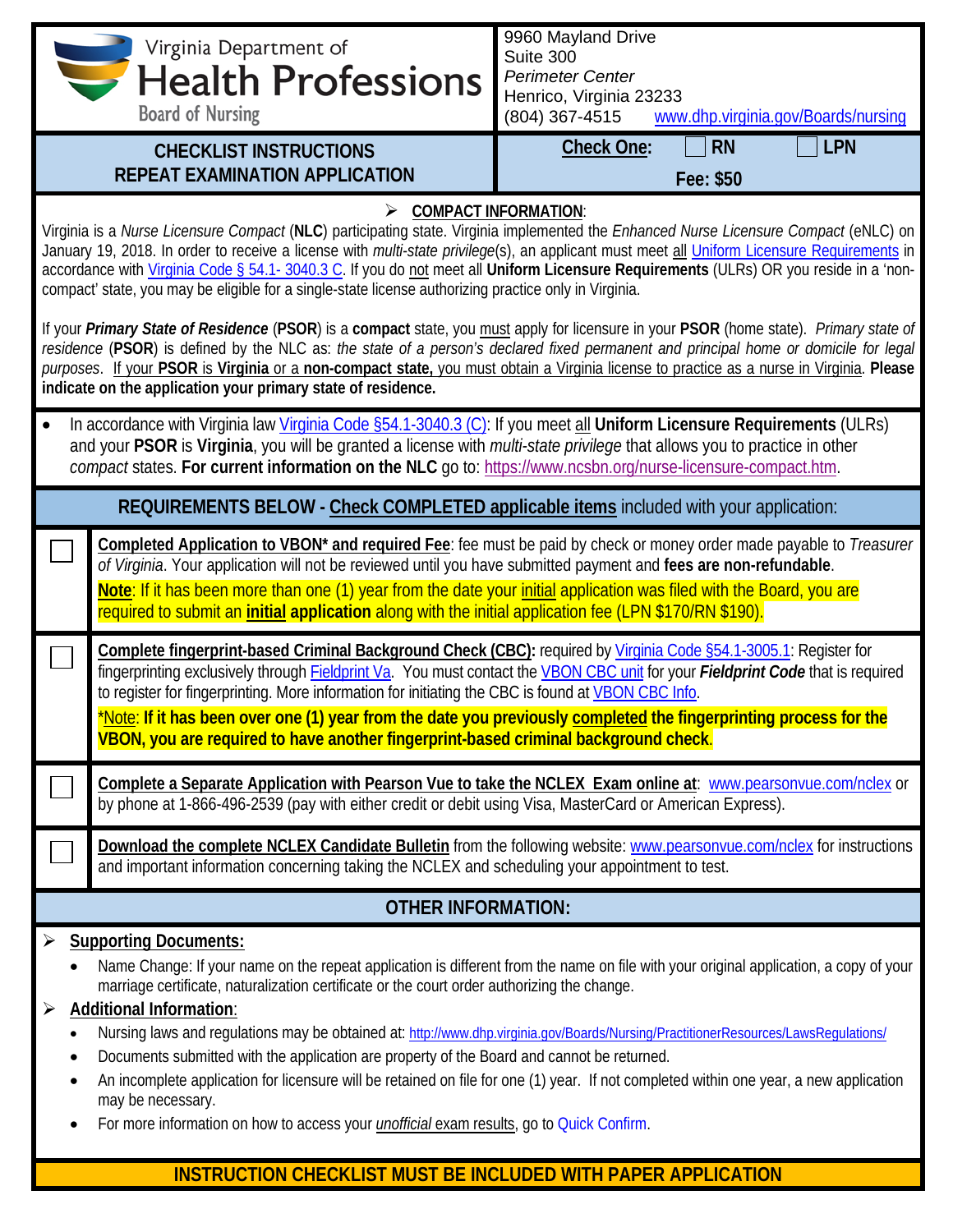Virginia Department of
# Health Professions
Board of Nursing

9960 Mayland Drive
Suite 300
*Perimeter Center*
Henrico, Virginia 23233
(804) 367-4515 www.dhp.virginia.gov/Boards/nursing

## CHECKLIST INSTRUCTIONS
## REPEAT EXAMINATION APPLICATION

**Check One:** ☐ **RN** ☐ **LPN**

**Fee: $50**

➢ **COMPACT INFORMATION**:

Virginia is a *Nurse Licensure Compact* (**NLC**) participating state. Virginia implemented the *Enhanced Nurse Licensure Compact* (eNLC) on January 19, 2018. In order to receive a license with *multi-state privilege*(s), an applicant must meet all Uniform Licensure Requirements in accordance with Virginia Code § 54.1- 3040.3 C. If you do not meet all **Uniform Licensure Requirements** (ULRs) OR you reside in a 'non-compact' state, you may be eligible for a single-state license authorizing practice only in Virginia.

If your ***Primary State of Residence*** (**PSOR**) is a **compact** state, you must apply for licensure in your **PSOR** (home state). *Primary state of residence* (**PSOR**) is defined by the NLC as: *the state of a person's declared fixed permanent and principal home or domicile for legal purposes*. If your **PSOR** is **Virginia** or a **non-compact state,** you must obtain a Virginia license to practice as a nurse in Virginia. **Please indicate on the application your primary state of residence.**

- In accordance with Virginia law Virginia Code §54.1-3040.3 (C): If you meet all **Uniform Licensure Requirements** (ULRs) and your **PSOR** is **Virginia**, you will be granted a license with *multi-state privilege* that allows you to practice in other *compact* states. **For current information on the NLC** go to: https://www.ncsbn.org/nurse-licensure-compact.htm.

## REQUIREMENTS BELOW - Check COMPLETED applicable items included with your application:

| | |
|---|---|
| ☐ | **Completed Application to VBON\* and required Fee**: fee must be paid by check or money order made payable to *Treasurer of Virginia*. Your application will not be reviewed until you have submitted payment and **fees are non-refundable**. **Note**: If it has been more than one (1) year from the date your initial application was filed with the Board, you are required to submit an **initial application** along with the initial application fee (LPN $170/RN $190). |
| ☐ | **Complete fingerprint-based Criminal Background Check (CBC):** required by Virginia Code §54.1-3005.1: Register for fingerprinting exclusively through Fieldprint Va. You must contact the VBON CBC unit for your ***Fieldprint Code*** that is required to register for fingerprinting. More information for initiating the CBC is found at VBON CBC Info. \*Note: **If it has been over one (1) year from the date you previously completed the fingerprinting process for the VBON, you are required to have another fingerprint-based criminal background check**. |
| ☐ | **Complete a Separate Application with Pearson Vue to take the NCLEX Exam online at**: www.pearsonvue.com/nclex or by phone at 1-866-496-2539 (pay with either credit or debit using Visa, MasterCard or American Express). |
| ☐ | **Download the complete NCLEX Candidate Bulletin** from the following website: www.pearsonvue.com/nclex for instructions and important information concerning taking the NCLEX and scheduling your appointment to test. |

## OTHER INFORMATION:

➢ **Supporting Documents:**
- Name Change: If your name on the repeat application is different from the name on file with your original application, a copy of your marriage certificate, naturalization certificate or the court order authorizing the change.

➢ **Additional Information**:
- Nursing laws and regulations may be obtained at: http://www.dhp.virginia.gov/Boards/Nursing/PractitionerResources/LawsRegulations/
- Documents submitted with the application are property of the Board and cannot be returned.
- An incomplete application for licensure will be retained on file for one (1) year. If not completed within one year, a new application may be necessary.
- For more information on how to access your *unofficial* exam results, go to Quick Confirm.

**INSTRUCTION CHECKLIST MUST BE INCLUDED WITH PAPER APPLICATION**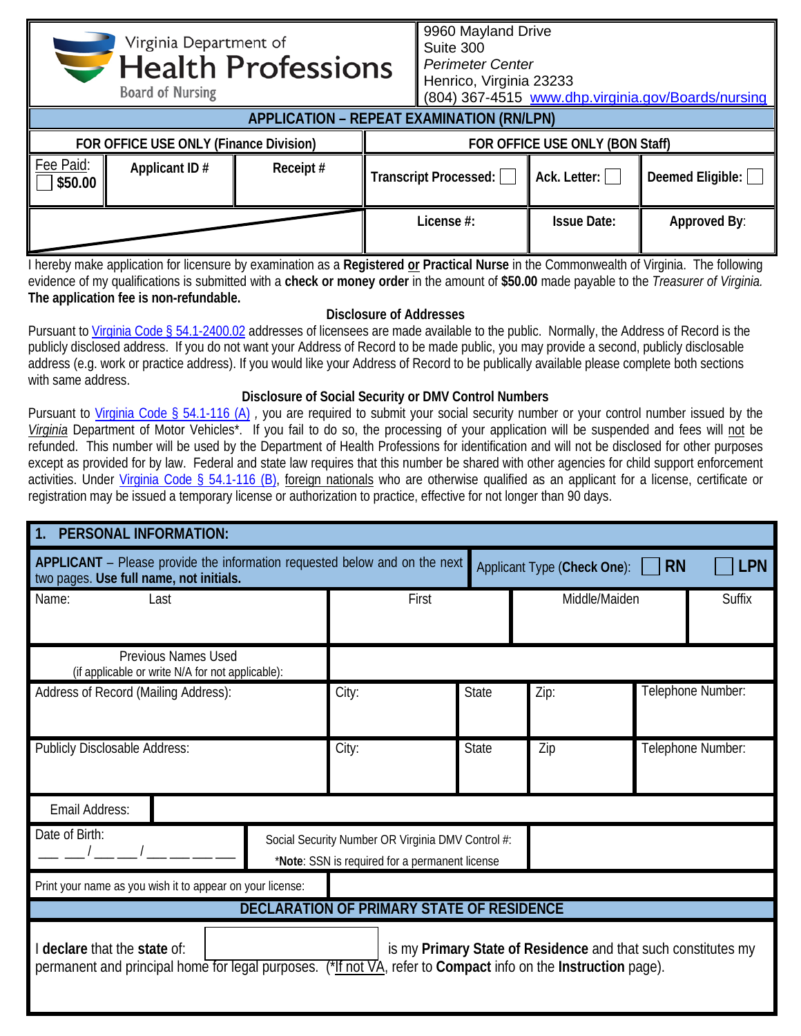Virginia Department of **Health Professions** Board of Nursing

9960 Mayland Drive
Suite 300
*Perimeter Center*
Henrico, Virginia 23233
(804) 367-4515 www.dhp.virginia.gov/Boards/nursing

## APPLICATION – REPEAT EXAMINATION (RN/LPN)

| FOR OFFICE USE ONLY (Finance Division) | | | FOR OFFICE USE ONLY (BON Staff) | | |
|---|---|---|---|---|---|
| Fee Paid: ☐ **$50.00** | **Applicant ID #** | **Receipt #** | **Transcript Processed:** ☐ | **Ack. Letter:** ☐ | **Deemed Eligible:** ☐ |
| | | | **License #:** | **Issue Date:** | **Approved By:** |

I hereby make application for licensure by examination as a **Registered or Practical Nurse** in the Commonwealth of Virginia. The following evidence of my qualifications is submitted with a **check or money order** in the amount of **$50.00** made payable to the *Treasurer of Virginia.* **The application fee is non-refundable.**

### Disclosure of Addresses

Pursuant to Virginia Code § 54.1-2400.02 addresses of licensees are made available to the public. Normally, the Address of Record is the publicly disclosed address. If you do not want your Address of Record to be made public, you may provide a second, publicly disclosable address (e.g. work or practice address). If you would like your Address of Record to be publically available please complete both sections with same address.

### Disclosure of Social Security or DMV Control Numbers

Pursuant to Virginia Code § 54.1-116 (A) , you are required to submit your social security number or your control number issued by the *Virginia* Department of Motor Vehicles*. If you fail to do so, the processing of your application will be suspended and fees will not be refunded. This number will be used by the Department of Health Professions for identification and will not be disclosed for other purposes except as provided for by law. Federal and state law requires that this number be shared with other agencies for child support enforcement activities. Under Virginia Code § 54.1-116 (B), foreign nationals who are otherwise qualified as an applicant for a license, certificate or registration may be issued a temporary license or authorization to practice, effective for not longer than 90 days.

## 1. PERSONAL INFORMATION:

**APPLICANT** – Please provide the information requested below and on the next two pages. **Use full name, not initials.**

Applicant Type (**Check One**): ☐ **RN** ☐ **LPN**

| Name: Last | First | Middle/Maiden | Suffix |
|---|---|---|---|
| | | | |

| Previous Names Used (if applicable or write N/A for not applicable): | |
|---|---|

| Address of Record (Mailing Address): | City: | State | Zip: | Telephone Number: |
|---|---|---|---|---|
| Publicly Disclosable Address: | City: | State | Zip | Telephone Number: |

| Email Address: | |
|---|---|

| Date of Birth: \_\_ \_\_/\_\_ \_\_/\_\_ \_\_ \_\_ \_\_ | Social Security Number OR Virginia DMV Control #: *Note: SSN is required for a permanent license | |
|---|---|---|

| Print your name as you wish it to appear on your license: | |
|---|---|

### DECLARATION OF PRIMARY STATE OF RESIDENCE

I **declare** that the **state** of: \_\_\_\_\_\_\_\_\_\_\_\_ is my **Primary State of Residence** and that such constitutes my permanent and principal home for legal purposes. (*If not VA, refer to **Compact** info on the **Instruction** page).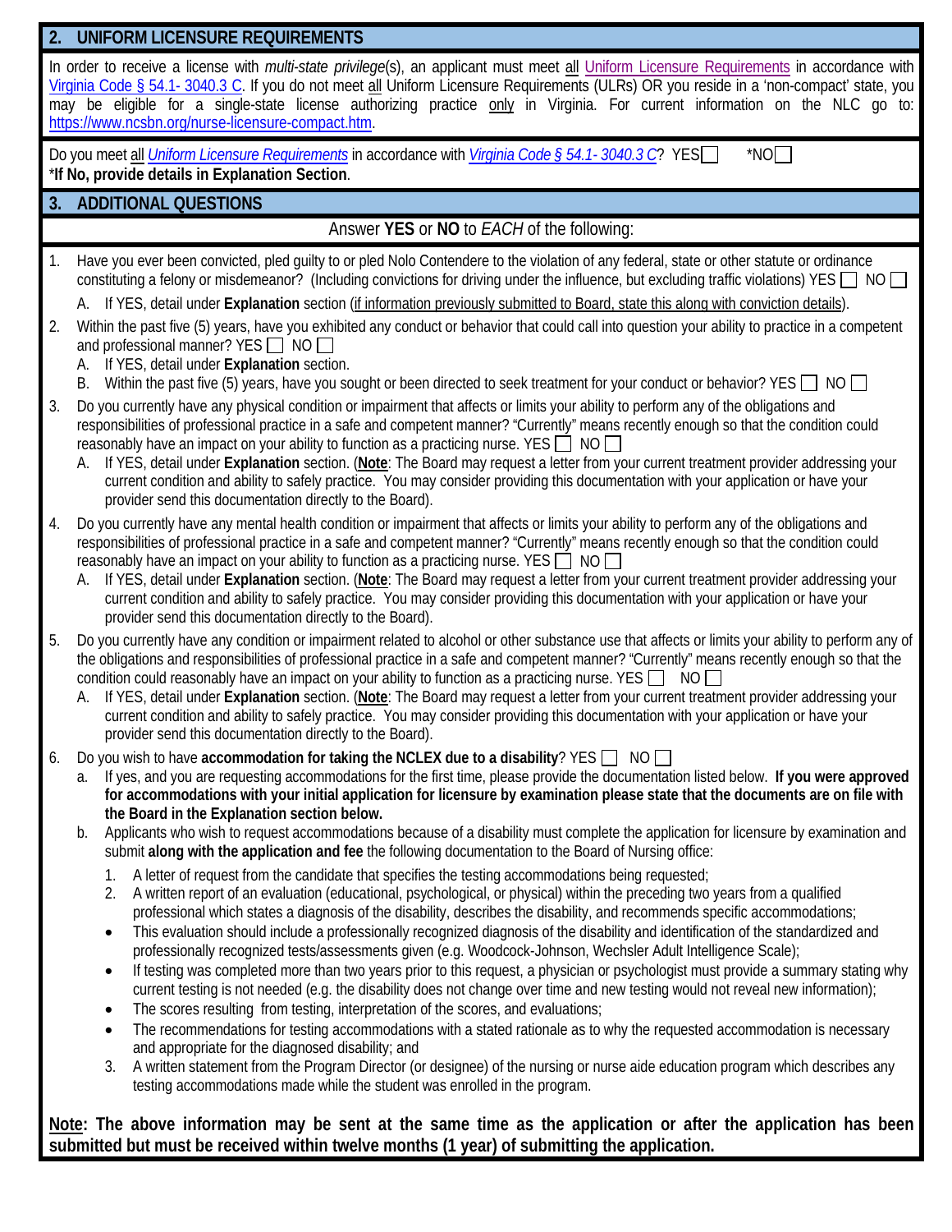## 2. UNIFORM LICENSURE REQUIREMENTS

In order to receive a license with *multi-state privilege*(s), an applicant must meet all Uniform Licensure Requirements in accordance with Virginia Code § 54.1- 3040.3 C. If you do not meet all Uniform Licensure Requirements (ULRs) OR you reside in a 'non-compact' state, you may be eligible for a single-state license authorizing practice only in Virginia. For current information on the NLC go to: https://www.ncsbn.org/nurse-licensure-compact.htm.

Do you meet all *Uniform Licensure Requirements* in accordance with *Virginia Code § 54.1- 3040.3 C*? YES☐ *NO☐
***If No, provide details in Explanation Section**.

## 3. ADDITIONAL QUESTIONS

Answer **YES** or **NO** to *EACH* of the following:

1. Have you ever been convicted, pled guilty to or pled Nolo Contendere to the violation of any federal, state or other statute or ordinance constituting a felony or misdemeanor? (Including convictions for driving under the influence, but excluding traffic violations) YES ☐ NO ☐
   A. If YES, detail under **Explanation** section (if information previously submitted to Board, state this along with conviction details).
2. Within the past five (5) years, have you exhibited any conduct or behavior that could call into question your ability to practice in a competent and professional manner? YES ☐ NO ☐
   A. If YES, detail under **Explanation** section.
   B. Within the past five (5) years, have you sought or been directed to seek treatment for your conduct or behavior? YES ☐ NO ☐
3. Do you currently have any physical condition or impairment that affects or limits your ability to perform any of the obligations and responsibilities of professional practice in a safe and competent manner? "Currently" means recently enough so that the condition could reasonably have an impact on your ability to function as a practicing nurse. YES ☐ NO ☐
   A. If YES, detail under **Explanation** section. (**Note**: The Board may request a letter from your current treatment provider addressing your current condition and ability to safely practice. You may consider providing this documentation with your application or have your provider send this documentation directly to the Board).
4. Do you currently have any mental health condition or impairment that affects or limits your ability to perform any of the obligations and responsibilities of professional practice in a safe and competent manner? "Currently" means recently enough so that the condition could reasonably have an impact on your ability to function as a practicing nurse. YES ☐ NO ☐
   A. If YES, detail under **Explanation** section. (**Note**: The Board may request a letter from your current treatment provider addressing your current condition and ability to safely practice. You may consider providing this documentation with your application or have your provider send this documentation directly to the Board).
5. Do you currently have any condition or impairment related to alcohol or other substance use that affects or limits your ability to perform any of the obligations and responsibilities of professional practice in a safe and competent manner? "Currently" means recently enough so that the condition could reasonably have an impact on your ability to function as a practicing nurse. YES ☐ NO ☐
   A. If YES, detail under **Explanation** section. (**Note**: The Board may request a letter from your current treatment provider addressing your current condition and ability to safely practice. You may consider providing this documentation with your application or have your provider send this documentation directly to the Board).
6. Do you wish to have **accommodation for taking the NCLEX due to a disability**? YES ☐ NO ☐
   a. If yes, and you are requesting accommodations for the first time, please provide the documentation listed below. **If you were approved for accommodations with your initial application for licensure by examination please state that the documents are on file with the Board in the Explanation section below.**
   b. Applicants who wish to request accommodations because of a disability must complete the application for licensure by examination and submit **along with the application and fee** the following documentation to the Board of Nursing office:
      1. A letter of request from the candidate that specifies the testing accommodations being requested;
      2. A written report of an evaluation (educational, psychological, or physical) within the preceding two years from a qualified professional which states a diagnosis of the disability, describes the disability, and recommends specific accommodations;
         - This evaluation should include a professionally recognized diagnosis of the disability and identification of the standardized and professionally recognized tests/assessments given (e.g. Woodcock-Johnson, Wechsler Adult Intelligence Scale);
         - If testing was completed more than two years prior to this request, a physician or psychologist must provide a summary stating why current testing is not needed (e.g. the disability does not change over time and new testing would not reveal new information);
         - The scores resulting from testing, interpretation of the scores, and evaluations;
         - The recommendations for testing accommodations with a stated rationale as to why the requested accommodation is necessary and appropriate for the diagnosed disability; and
      3. A written statement from the Program Director (or designee) of the nursing or nurse aide education program which describes any testing accommodations made while the student was enrolled in the program.

**Note: The above information may be sent at the same time as the application or after the application has been submitted but must be received within twelve months (1 year) of submitting the application.**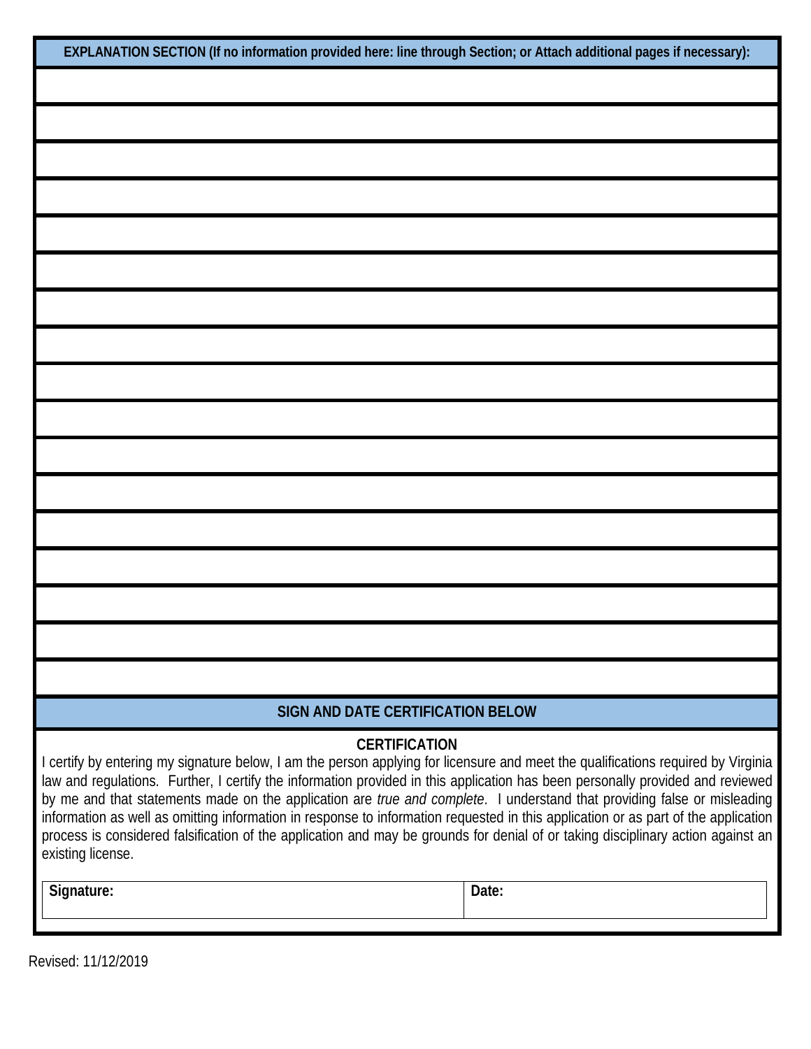**EXPLANATION SECTION (If no information provided here: line through Section; or Attach additional pages if necessary):**

**SIGN AND DATE CERTIFICATION BELOW**

**CERTIFICATION**

I certify by entering my signature below, I am the person applying for licensure and meet the qualifications required by Virginia law and regulations. Further, I certify the information provided in this application has been personally provided and reviewed by me and that statements made on the application are *true and complete*. I understand that providing false or misleading information as well as omitting information in response to information requested in this application or as part of the application process is considered falsification of the application and may be grounds for denial of or taking disciplinary action against an existing license.

| | |
|---|---|
| **Signature:** | **Date:** |

Revised: 11/12/2019